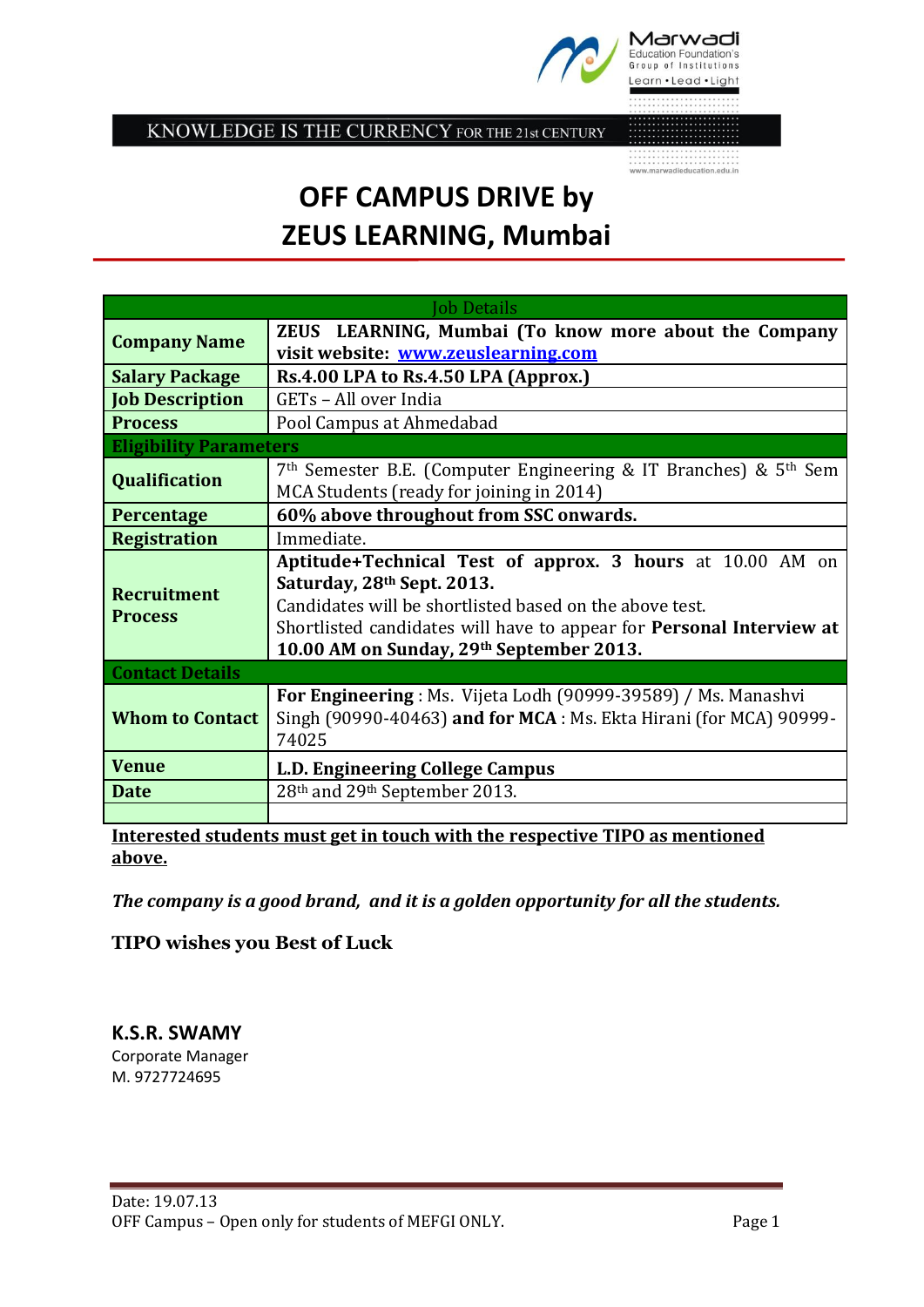KNOWLEDGE IS THE CURRENCY FOR THE 21st CENTURY

# OFF CAMPUS DRIVE by ZEUS LEARNING, Mumbai

| Job Details | |
|---|---|
| **Company Name** | **ZEUS LEARNING, Mumbai (To know more about the Company visit website: www.zeuslearning.com** |
| **Salary Package** | **Rs.4.00 LPA to Rs.4.50 LPA (Approx.)** |
| **Job Description** | GETs – All over India |
| **Process** | Pool Campus at Ahmedabad |
| **Eligibility Parameters** | |
| **Qualification** | 7th Semester B.E. (Computer Engineering & IT Branches) & 5th Sem MCA Students (ready for joining in 2014) |
| **Percentage** | **60% above throughout from SSC onwards.** |
| **Registration** | Immediate. |
| **Recruitment Process** | **Aptitude+Technical Test of approx. 3 hours** at 10.00 AM on **Saturday, 28th Sept. 2013.** Candidates will be shortlisted based on the above test. Shortlisted candidates will have to appear for **Personal Interview at 10.00 AM on Sunday, 29th September 2013.** |
| **Contact Details** | |
| **Whom to Contact** | **For Engineering** : Ms. Vijeta Lodh (90999-39589) / Ms. Manashvi Singh (90990-40463) **and for MCA** : Ms. Ekta Hirani (for MCA) 90999-74025 |
| **Venue** | **L.D. Engineering College Campus** |
| **Date** | 28th and 29th September 2013. |
| | |

**Interested students must get in touch with the respective TIPO as mentioned above.**

***The company is a good brand, and it is a golden opportunity for all the students.***

**TIPO wishes you Best of Luck**

**K.S.R. SWAMY**
Corporate Manager
M. 9727724695

Date: 19.07.13
OFF Campus – Open only for students of MEFGI ONLY.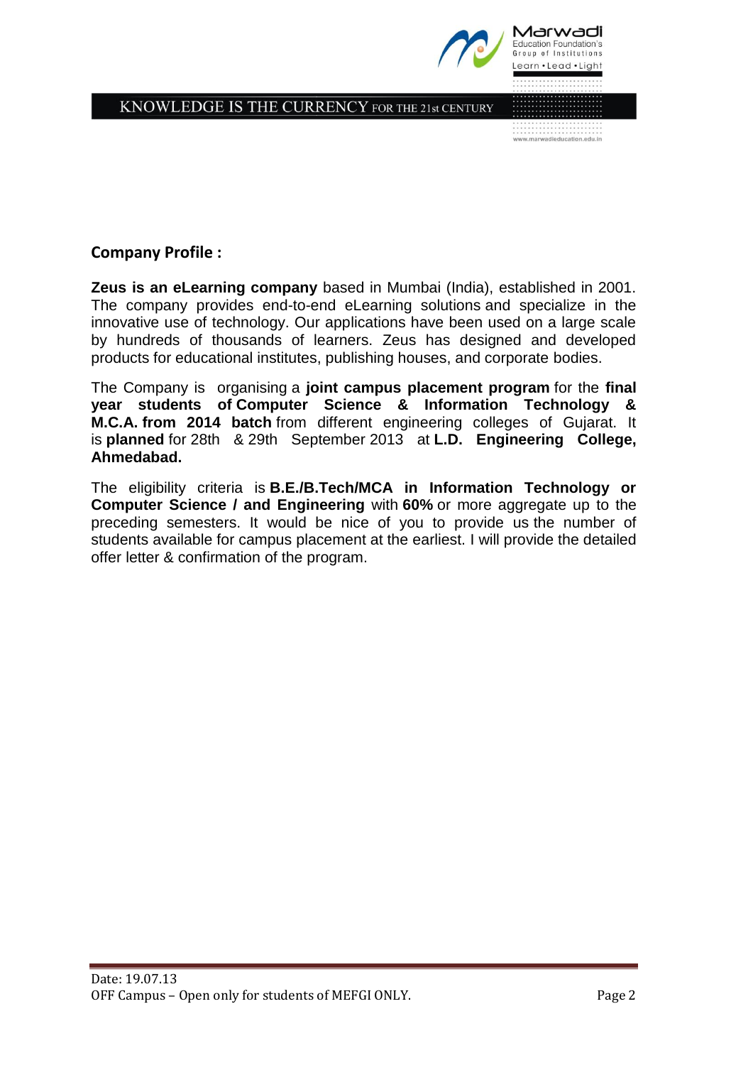## Company Profile :

**Zeus is an eLearning company** based in Mumbai (India), established in 2001. The company provides end-to-end eLearning solutions and specialize in the innovative use of technology. Our applications have been used on a large scale by hundreds of thousands of learners. Zeus has designed and developed products for educational institutes, publishing houses, and corporate bodies.

The Company is organising a **joint campus placement program** for the **final year students of Computer Science & Information Technology & M.C.A. from 2014 batch** from different engineering colleges of Gujarat. It is **planned** for 28th & 29th September 2013 at **L.D. Engineering College, Ahmedabad.**

The eligibility criteria is **B.E./B.Tech/MCA in Information Technology or Computer Science / and Engineering** with **60%** or more aggregate up to the preceding semesters. It would be nice of you to provide us the number of students available for campus placement at the earliest. I will provide the detailed offer letter & confirmation of the program.